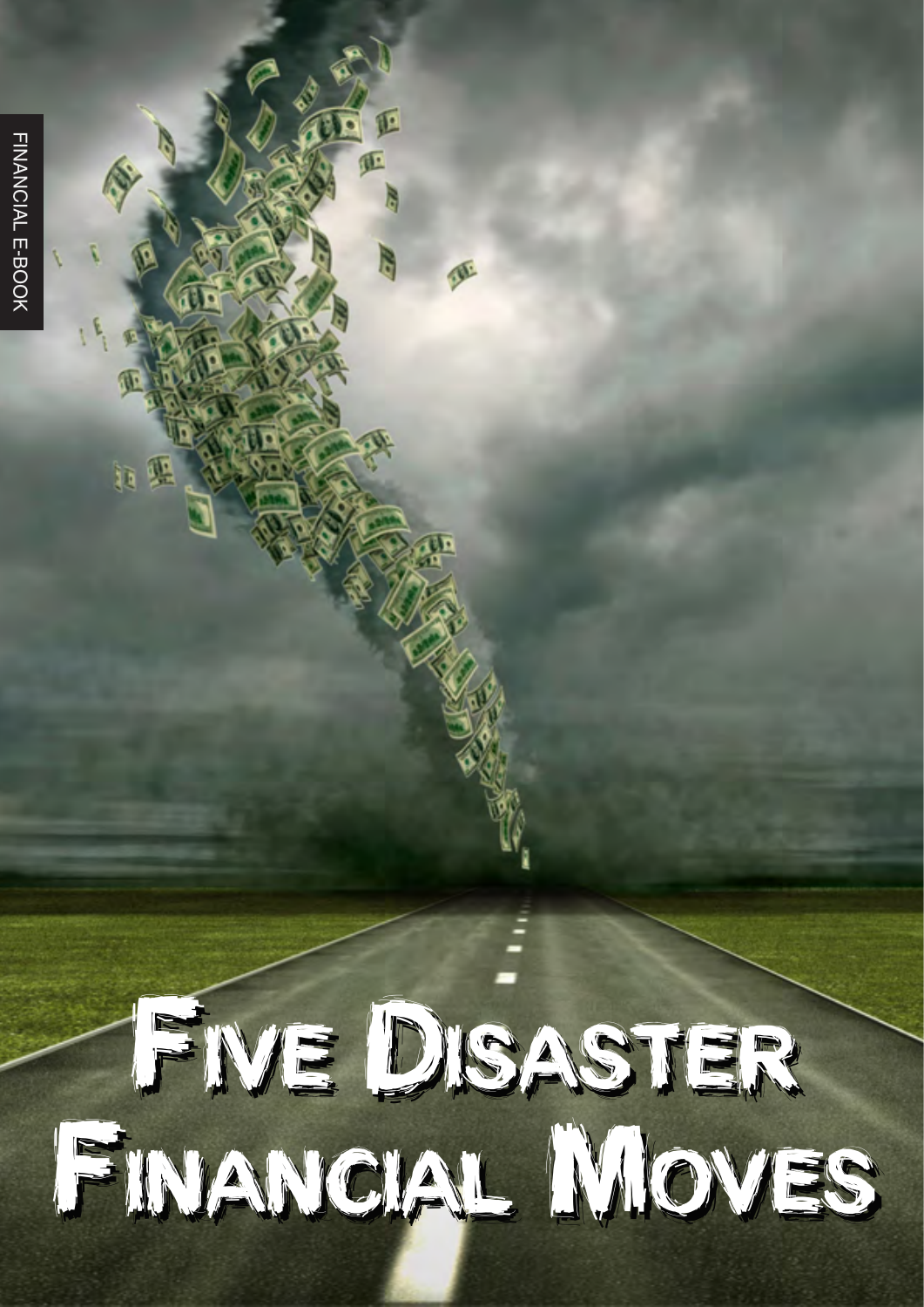FINANCIAL E-BOOK

# Five Disaster Financial Moves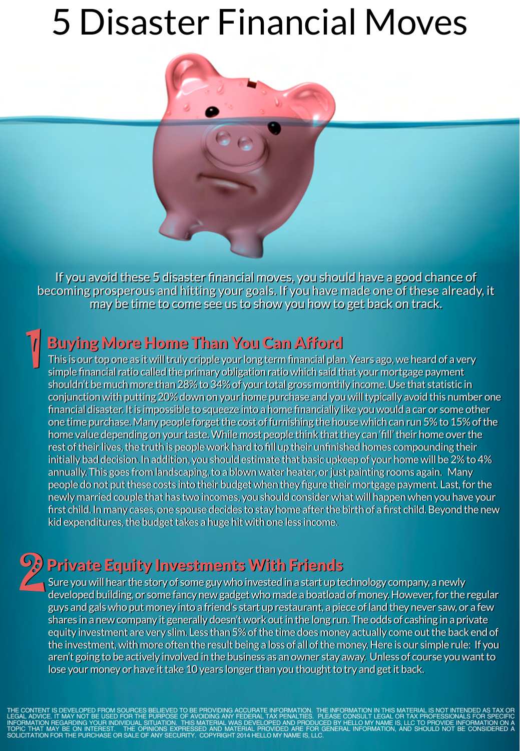# 5 Disaster Financial Moves

If you avoid these 5 disaster financial moves, you should have a good chance of becoming prosperous and hitting your goals. If you have made one of these already, it may be time to come see us to show you how to get back on track.

## 1 Buying More Home Than You Can Afford

This is our top one as it will truly cripple your long term financial plan. Years ago, we heard of a very simple financial ratio called the primary obligation ratio which said that your mortgage payment shouldn't be much more than 28% to 34% of your total gross monthly income. Use that statistic in conjunction with putting 20% down on your home purchase and you will typically avoid this number one financial disaster. It is impossible to squeeze into a home financially like you would a car or some other one time purchase. Many people forget the cost of furnishing the house which can run 5% to 15% of the home value depending on your taste. While most people think that they can 'fill' their home over the rest of their lives, the truth is people work hard to fill up their unfinished homes compounding their initially bad decision. In addition, you should estimate that basic upkeep of your home will be 2% to 4% annually. This goes from landscaping, to a blown water heater, or just painting rooms again. Many people do not put these costs into their budget when they figure their mortgage payment. Last, for the newly married couple that has two incomes, you should consider what will happen when you have your first child. In many cases, one spouse decides to stay home after the birth of a first child. Beyond the new kid expenditures, the budget takes a huge hit with one less income.

## 2 Private Equity Investments With Friends

Sure you will hear the story of some guy who invested in a start up technology company, a newly developed building, or some fancy new gadget who made a boatload of money. However, for the regular guys and gals who put money into a friend's start up restaurant, a piece of land they never saw, or a few shares in a new company it generally doesn't work out in the long run. The odds of cashing in a private equity investment are very slim. Less than 5% of the time does money actually come out the back end of the investment, with more often the result being a loss of all of the money. Here is our simple rule: If you aren't going to be actively involved in the business as an owner stay away. Unless of course you want to lose your money or have it take 10 years longer than you thought to try and get it back.

THE CONTENT IS DEVELOPED FROM SOURCES BELIEVED TO BE PROVIDING ACCURATE INFORMATION. THE INFORMATION IN THIS MATERIAL IS NOT INTENDED AS TAX OR LEGAL ADVICE. IT MAY NOT BE USED FOR THE PURPOSE OF AVOIDING ANY FEDERAL TAX PENALTIES. PLEASE CONSULT LEGAL OR TAX PROFESSIONALS FOR SPECIFIC INFORMATION REGARDING YOUR INDIVIDUAL SITUATION. THIS MATERIAL WAS DEVELOPED AND PRODUCED BY HELLO MY NAME IS, LLC TO PROVIDE INFORMATION ON A TOPIC THAT MAY BE ON INTEREST. THE OPINIONS EXPRESSED AND MATERIAL PROVIDED ARE FOR GENERAL INFORMATION, AND SHOULD NOT BE CONSIDERED A SOLICITATION FOR THE PURCHASE OR SALE OF ANY SECURITY. COPYRIGHT 2014 HELLO MY NAME IS, LLC.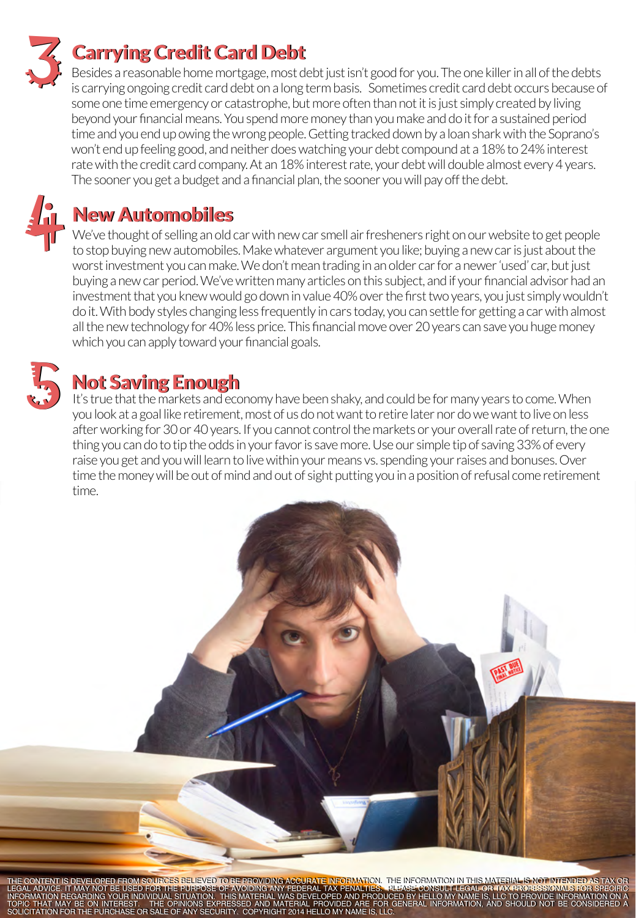## 3 Carrying Credit Card Debt

Besides a reasonable home mortgage, most debt just isn't good for you. The one killer in all of the debts is carrying ongoing credit card debt on a long term basis. Sometimes credit card debt occurs because of some one time emergency or catastrophe, but more often than not it is just simply created by living beyond your financial means. You spend more money than you make and do it for a sustained period time and you end up owing the wrong people. Getting tracked down by a loan shark with the Soprano's won't end up feeling good, and neither does watching your debt compound at a 18% to 24% interest rate with the credit card company. At an 18% interest rate, your debt will double almost every 4 years. The sooner you get a budget and a financial plan, the sooner you will pay off the debt.

## 4 New Automobiles

We've thought of selling an old car with new car smell air fresheners right on our website to get people to stop buying new automobiles. Make whatever argument you like; buying a new car is just about the worst investment you can make. We don't mean trading in an older car for a newer 'used' car, but just buying a new car period. We've written many articles on this subject, and if your financial advisor had an investment that you knew would go down in value 40% over the first two years, you just simply wouldn't do it. With body styles changing less frequently in cars today, you can settle for getting a car with almost all the new technology for 40% less price. This financial move over 20 years can save you huge money which you can apply toward your financial goals.

## 5 Not Saving Enough

It's true that the markets and economy have been shaky, and could be for many years to come. When you look at a goal like retirement, most of us do not want to retire later nor do we want to live on less after working for 30 or 40 years. If you cannot control the markets or your overall rate of return, the one thing you can do to tip the odds in your favor is save more. Use our simple tip of saving 33% of every raise you get and you will learn to live within your means vs. spending your raises and bonuses. Over time the money will be out of mind and out of sight putting you in a position of refusal come retirement time.

THE CONTENT IS DEVELOPED FROM SOURCES BELIEVED TO BE PROVIDING ACCURATE INFORMATION. THE INFORMATION IN THIS MATERIAL IS NOT INTENDED AS TAX OR LEGAL ADVICE. IT MAY NOT BE USED FOR THE PURPOSE OF AVOIDING ANY FEDERAL TAX PENALTIES. PLEASE CONSULT LEGAL OR TAX PROFESSIONALS FOR SPECIFIC INFORMATION REGARDING YOUR INDIVIDUAL SITUATION. THIS MATERIAL WAS DEVELOPED AND PRODUCED BY HELLO MY NAME IS, LLC TO PROVIDE INFORMATION ON A TOPIC THAT MAY BE ON INTEREST. THE OPINIONS EXPRESSED AND MATERIAL PROVIDED ARE FOR GENERAL INFORMATION, AND SHOULD NOT BE CONSIDERED A SOLICITATION FOR THE PURCHASE OR SALE OF ANY SECURITY. COPYRIGHT 2014 HELLO MY NAME IS, LLC.